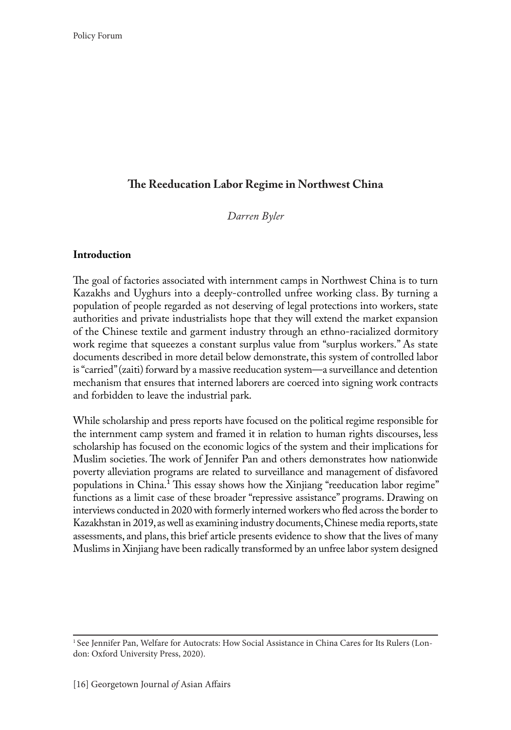# The Reeducation Labor Regime in Northwest China

*Darren Byler*

## Introduction

The goal of factories associated with internment camps in Northwest China is to turn Kazakhs and Uyghurs into a deeply-controlled unfree working class. By turning a population of people regarded as not deserving of legal protections into workers, state authorities and private industrialists hope that they will extend the market expansion of the Chinese textile and garment industry through an ethno-racialized dormitory work regime that squeezes a constant surplus value from "surplus workers." As state documents described in more detail below demonstrate, this system of controlled labor is "carried" (zaiti) forward by a massive reeducation system—a surveillance and detention mechanism that ensures that interned laborers are coerced into signing work contracts and forbidden to leave the industrial park.

While scholarship and press reports have focused on the political regime responsible for the internment camp system and framed it in relation to human rights discourses, less scholarship has focused on the economic logics of the system and their implications for Muslim societies. The work of Jennifer Pan and others demonstrates how nationwide poverty alleviation programs are related to surveillance and management of disfavored populations in China.[1] This essay shows how the Xinjiang "reeducation labor regime" functions as a limit case of these broader "repressive assistance" programs. Drawing on interviews conducted in 2020 with formerly interned workers who fled across the border to Kazakhstan in 2019, as well as examining industry documents, Chinese media reports, state assessments, and plans, this brief article presents evidence to show that the lives of many Muslims in Xinjiang have been radically transformed by an unfree labor system designed

[1] See Jennifer Pan, Welfare for Autocrats: How Social Assistance in China Cares for Its Rulers (London: Oxford University Press, 2020).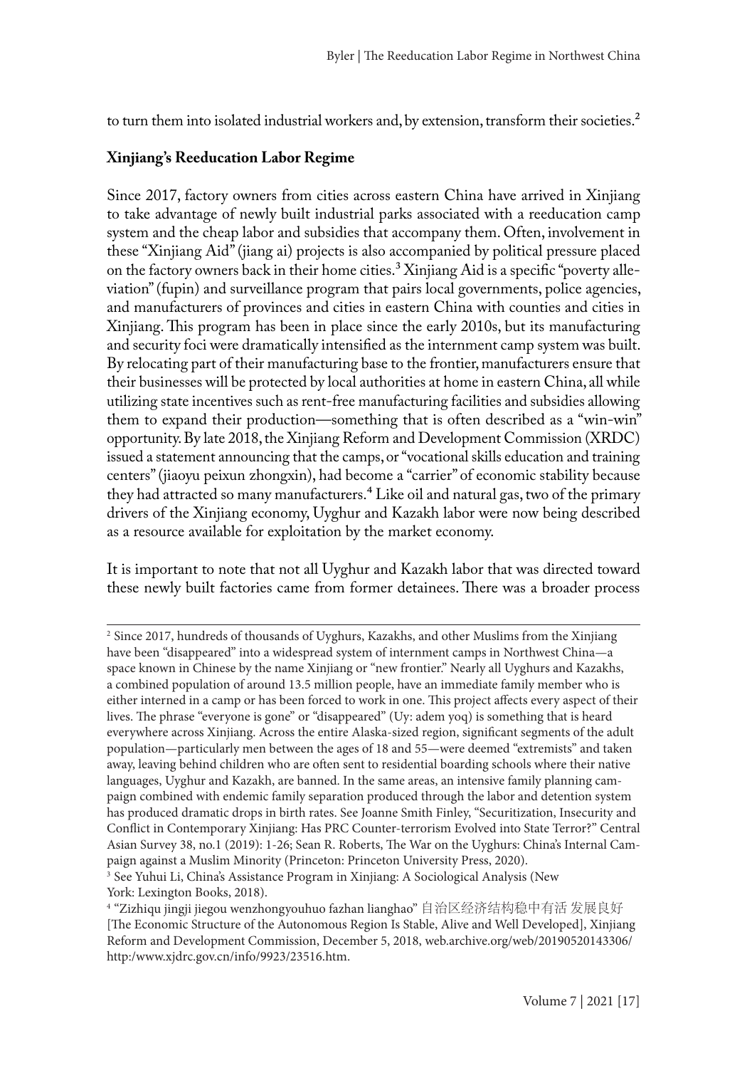to turn them into isolated industrial workers and, by extension, transform their societies.[2]

**Xinjiang's Reeducation Labor Regime**

Since 2017, factory owners from cities across eastern China have arrived in Xinjiang to take advantage of newly built industrial parks associated with a reeducation camp system and the cheap labor and subsidies that accompany them. Often, involvement in these "Xinjiang Aid" (jiang ai) projects is also accompanied by political pressure placed on the factory owners back in their home cities.[3] Xinjiang Aid is a specific "poverty alleviation" (fupin) and surveillance program that pairs local governments, police agencies, and manufacturers of provinces and cities in eastern China with counties and cities in Xinjiang. This program has been in place since the early 2010s, but its manufacturing and security foci were dramatically intensified as the internment camp system was built. By relocating part of their manufacturing base to the frontier, manufacturers ensure that their businesses will be protected by local authorities at home in eastern China, all while utilizing state incentives such as rent-free manufacturing facilities and subsidies allowing them to expand their production—something that is often described as a "win-win" opportunity. By late 2018, the Xinjiang Reform and Development Commission (XRDC) issued a statement announcing that the camps, or "vocational skills education and training centers" (jiaoyu peixun zhongxin), had become a "carrier" of economic stability because they had attracted so many manufacturers.[4] Like oil and natural gas, two of the primary drivers of the Xinjiang economy, Uyghur and Kazakh labor were now being described as a resource available for exploitation by the market economy.

It is important to note that not all Uyghur and Kazakh labor that was directed toward these newly built factories came from former detainees. There was a broader process

---

[2] Since 2017, hundreds of thousands of Uyghurs, Kazakhs, and other Muslims from the Xinjiang have been "disappeared" into a widespread system of internment camps in Northwest China—a space known in Chinese by the name Xinjiang or "new frontier." Nearly all Uyghurs and Kazakhs, a combined population of around 13.5 million people, have an immediate family member who is either interned in a camp or has been forced to work in one. This project affects every aspect of their lives. The phrase "everyone is gone" or "disappeared" (Uy: adem yoq) is something that is heard everywhere across Xinjiang. Across the entire Alaska-sized region, significant segments of the adult population—particularly men between the ages of 18 and 55—were deemed "extremists" and taken away, leaving behind children who are often sent to residential boarding schools where their native languages, Uyghur and Kazakh, are banned. In the same areas, an intensive family planning campaign combined with endemic family separation produced through the labor and detention system has produced dramatic drops in birth rates. See Joanne Smith Finley, "Securitization, Insecurity and Conflict in Contemporary Xinjiang: Has PRC Counter-terrorism Evolved into State Terror?" Central Asian Survey 38, no.1 (2019): 1-26; Sean R. Roberts, The War on the Uyghurs: China's Internal Campaign against a Muslim Minority (Princeton: Princeton University Press, 2020).

[3] See Yuhui Li, China's Assistance Program in Xinjiang: A Sociological Analysis (New York: Lexington Books, 2018).

[4] "Zizhiqu jingji jiegou wenzhongyouhuo fazhan lianghao" 自治区经济结构稳中有活 发展良好 [The Economic Structure of the Autonomous Region Is Stable, Alive and Well Developed], Xinjiang Reform and Development Commission, December 5, 2018, web.archive.org/web/20190520143306/http:/www.xjdrc.gov.cn/info/9923/23516.htm.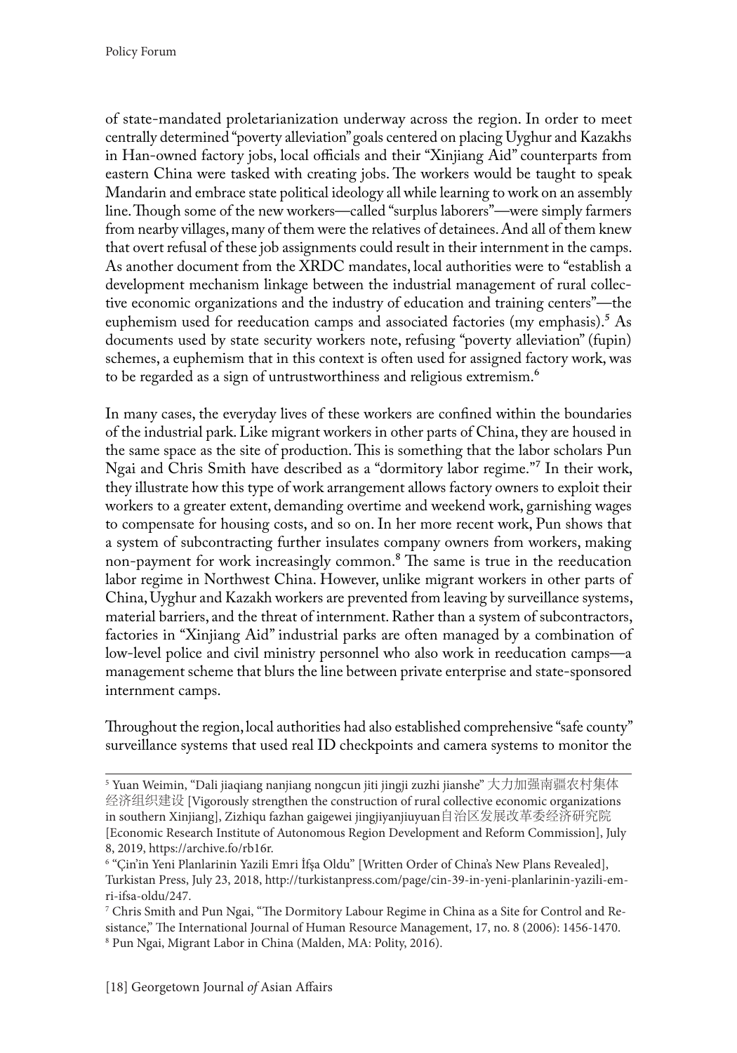of state-mandated proletarianization underway across the region. In order to meet centrally determined "poverty alleviation" goals centered on placing Uyghur and Kazakhs in Han-owned factory jobs, local officials and their "Xinjiang Aid" counterparts from eastern China were tasked with creating jobs. The workers would be taught to speak Mandarin and embrace state political ideology all while learning to work on an assembly line. Though some of the new workers—called "surplus laborers"—were simply farmers from nearby villages, many of them were the relatives of detainees. And all of them knew that overt refusal of these job assignments could result in their internment in the camps. As another document from the XRDC mandates, local authorities were to "establish a development mechanism linkage between the industrial management of rural collective economic organizations and the industry of education and training centers"—the euphemism used for reeducation camps and associated factories (my emphasis).[5] As documents used by state security workers note, refusing "poverty alleviation" (fupin) schemes, a euphemism that in this context is often used for assigned factory work, was to be regarded as a sign of untrustworthiness and religious extremism.[6]

In many cases, the everyday lives of these workers are confined within the boundaries of the industrial park. Like migrant workers in other parts of China, they are housed in the same space as the site of production. This is something that the labor scholars Pun Ngai and Chris Smith have described as a "dormitory labor regime."[7] In their work, they illustrate how this type of work arrangement allows factory owners to exploit their workers to a greater extent, demanding overtime and weekend work, garnishing wages to compensate for housing costs, and so on. In her more recent work, Pun shows that a system of subcontracting further insulates company owners from workers, making non-payment for work increasingly common.[8] The same is true in the reeducation labor regime in Northwest China. However, unlike migrant workers in other parts of China, Uyghur and Kazakh workers are prevented from leaving by surveillance systems, material barriers, and the threat of internment. Rather than a system of subcontractors, factories in "Xinjiang Aid" industrial parks are often managed by a combination of low-level police and civil ministry personnel who also work in reeducation camps—a management scheme that blurs the line between private enterprise and state-sponsored internment camps.

Throughout the region, local authorities had also established comprehensive "safe county" surveillance systems that used real ID checkpoints and camera systems to monitor the

---

[5] Yuan Weimin, "Dali jiaqiang nanjiang nongcun jiti jingji zuzhi jianshe" 大力加强南疆农村集体经济组织建设 [Vigorously strengthen the construction of rural collective economic organizations in southern Xinjiang], Zizhiqu fazhan gaigewei jingjiyanjiuyuan自治区发展改革委经济研究院 [Economic Research Institute of Autonomous Region Development and Reform Commission], July 8, 2019, https://archive.fo/rb16r.

[6] "Çin'in Yeni Planlarinin Yazili Emri İfşa Oldu" [Written Order of China's New Plans Revealed], Turkistan Press, July 23, 2018, http://turkistanpress.com/page/cin-39-in-yeni-planlarinin-yazili-emri-ifsa-oldu/247.

[7] Chris Smith and Pun Ngai, "The Dormitory Labour Regime in China as a Site for Control and Resistance," The International Journal of Human Resource Management, 17, no. 8 (2006): 1456-1470.

[8] Pun Ngai, Migrant Labor in China (Malden, MA: Polity, 2016).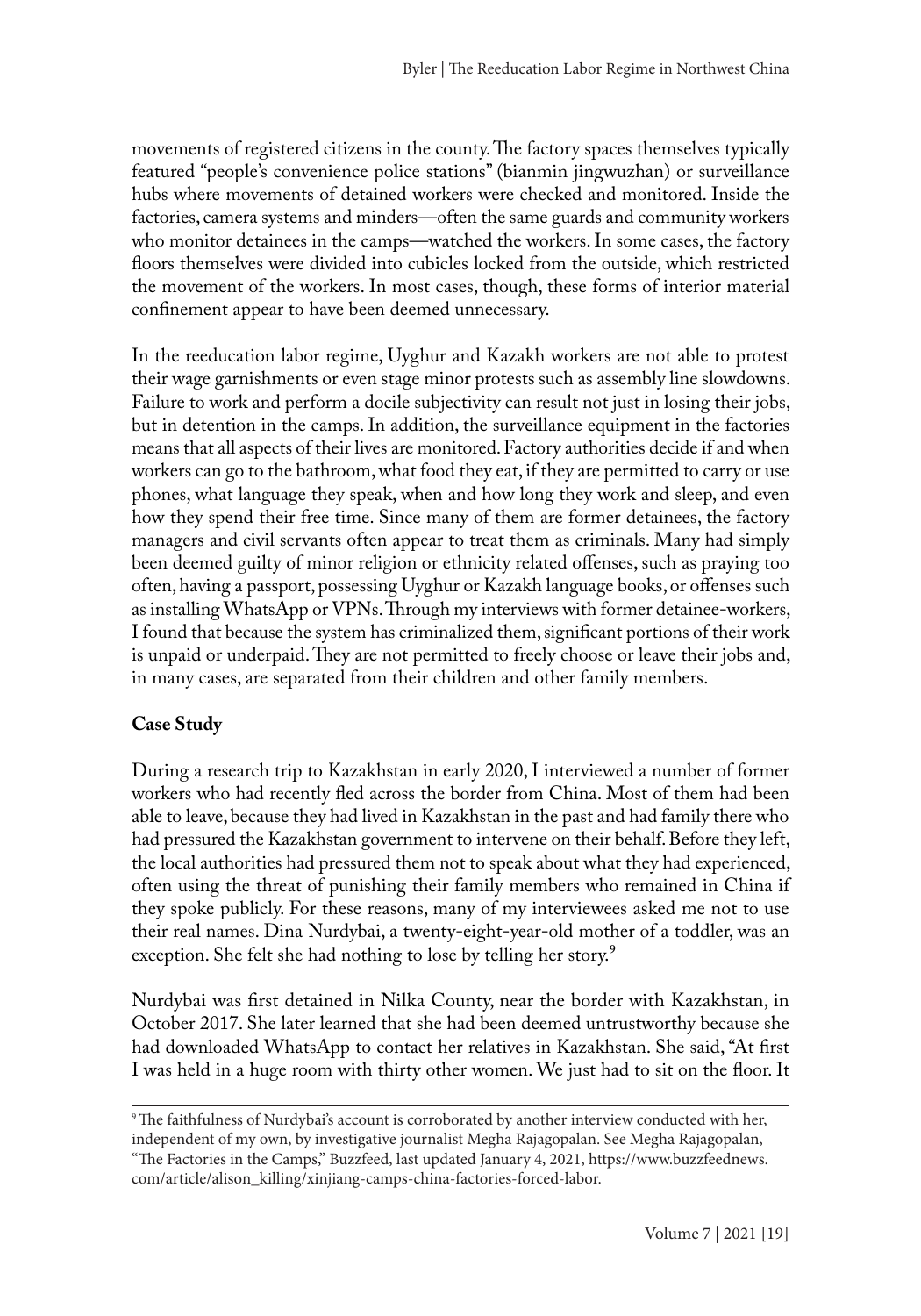movements of registered citizens in the county. The factory spaces themselves typically featured "people's convenience police stations" (bianmin jingwuzhan) or surveillance hubs where movements of detained workers were checked and monitored. Inside the factories, camera systems and minders—often the same guards and community workers who monitor detainees in the camps—watched the workers. In some cases, the factory floors themselves were divided into cubicles locked from the outside, which restricted the movement of the workers. In most cases, though, these forms of interior material confinement appear to have been deemed unnecessary.

In the reeducation labor regime, Uyghur and Kazakh workers are not able to protest their wage garnishments or even stage minor protests such as assembly line slowdowns. Failure to work and perform a docile subjectivity can result not just in losing their jobs, but in detention in the camps. In addition, the surveillance equipment in the factories means that all aspects of their lives are monitored. Factory authorities decide if and when workers can go to the bathroom, what food they eat, if they are permitted to carry or use phones, what language they speak, when and how long they work and sleep, and even how they spend their free time. Since many of them are former detainees, the factory managers and civil servants often appear to treat them as criminals. Many had simply been deemed guilty of minor religion or ethnicity related offenses, such as praying too often, having a passport, possessing Uyghur or Kazakh language books, or offenses such as installing WhatsApp or VPNs. Through my interviews with former detainee-workers, I found that because the system has criminalized them, significant portions of their work is unpaid or underpaid. They are not permitted to freely choose or leave their jobs and, in many cases, are separated from their children and other family members.

**Case Study**

During a research trip to Kazakhstan in early 2020, I interviewed a number of former workers who had recently fled across the border from China. Most of them had been able to leave, because they had lived in Kazakhstan in the past and had family there who had pressured the Kazakhstan government to intervene on their behalf. Before they left, the local authorities had pressured them not to speak about what they had experienced, often using the threat of punishing their family members who remained in China if they spoke publicly. For these reasons, many of my interviewees asked me not to use their real names. Dina Nurdybai, a twenty-eight-year-old mother of a toddler, was an exception. She felt she had nothing to lose by telling her story.[9]

Nurdybai was first detained in Nilka County, near the border with Kazakhstan, in October 2017. She later learned that she had been deemed untrustworthy because she had downloaded WhatsApp to contact her relatives in Kazakhstan. She said, "At first I was held in a huge room with thirty other women. We just had to sit on the floor. It

---

[9] The faithfulness of Nurdybai's account is corroborated by another interview conducted with her, independent of my own, by investigative journalist Megha Rajagopalan. See Megha Rajagopalan, "The Factories in the Camps," Buzzfeed, last updated January 4, 2021, https://www.buzzfeednews.com/article/alison_killing/xinjiang-camps-china-factories-forced-labor.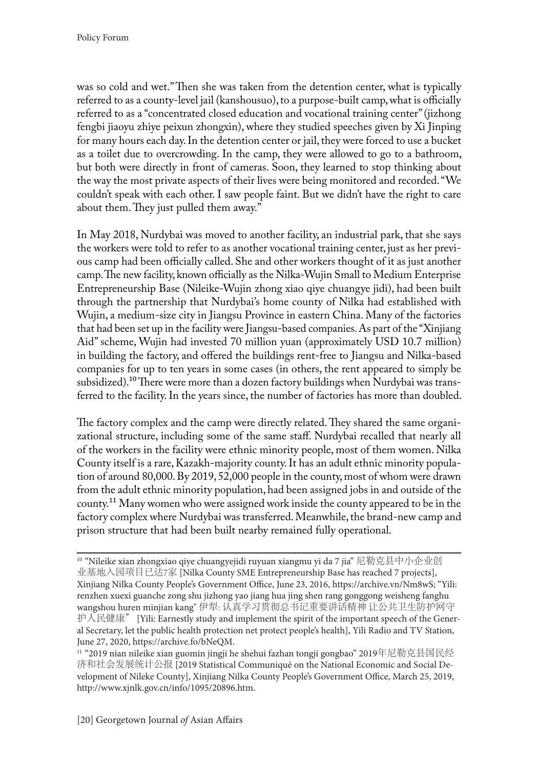was so cold and wet." Then she was taken from the detention center, what is typically referred to as a county-level jail (kanshousuo), to a purpose-built camp, what is officially referred to as a "concentrated closed education and vocational training center" (jizhong fengbi jiaoyu zhiye peixun zhongxin), where they studied speeches given by Xi Jinping for many hours each day. In the detention center or jail, they were forced to use a bucket as a toilet due to overcrowding. In the camp, they were allowed to go to a bathroom, but both were directly in front of cameras. Soon, they learned to stop thinking about the way the most private aspects of their lives were being monitored and recorded. "We couldn't speak with each other. I saw people faint. But we didn't have the right to care about them. They just pulled them away."

In May 2018, Nurdybai was moved to another facility, an industrial park, that she says the workers were told to refer to as another vocational training center, just as her previous camp had been officially called. She and other workers thought of it as just another camp. The new facility, known officially as the Nilka-Wujin Small to Medium Enterprise Entrepreneurship Base (Nileike-Wujin zhong xiao qiye chuangye jidi), had been built through the partnership that Nurdybai's home county of Nilka had established with Wujin, a medium-size city in Jiangsu Province in eastern China. Many of the factories that had been set up in the facility were Jiangsu-based companies. As part of the "Xinjiang Aid" scheme, Wujin had invested 70 million yuan (approximately USD 10.7 million) in building the factory, and offered the buildings rent-free to Jiangsu and Nilka-based companies for up to ten years in some cases (in others, the rent appeared to simply be subsidized).[10] There were more than a dozen factory buildings when Nurdybai was transferred to the facility. In the years since, the number of factories has more than doubled.

The factory complex and the camp were directly related. They shared the same organizational structure, including some of the same staff. Nurdybai recalled that nearly all of the workers in the facility were ethnic minority people, most of them women. Nilka County itself is a rare, Kazakh-majority county. It has an adult ethnic minority population of around 80,000. By 2019, 52,000 people in the county, most of whom were drawn from the adult ethnic minority population, had been assigned jobs in and outside of the county.[11] Many women who were assigned work inside the county appeared to be in the factory complex where Nurdybai was transferred. Meanwhile, the brand-new camp and prison structure that had been built nearby remained fully operational.

---

[10] "Nileike xian zhongxiao qiye chuangyejidi ruyuan xiangmu yi da 7 jia" 尼勒克县中小企业创业基地入园项目已达7家 [Nilka County SME Entrepreneurship Base has reached 7 projects], Xinjiang Nilka County People's Government Office, June 23, 2016, https://archive.vn/Nm8wS; "Yili: renzhen xuexi guanche zong shu jizhong yao jiang hua jing shen rang gonggong weisheng fanghu wangshou huren minjian kang" 伊犁: 认真学习贯彻总书记重要讲话精神 让公共卫生防护网守护人民健康" [Yili: Earnestly study and implement the spirit of the important speech of the General Secretary, let the public health protection net protect people's health], Yili Radio and TV Station, June 27, 2020, https://archive.fo/bNeQM.

[11] "2019 nian nileike xian guomin jingji he shehui fazhan tongji gongbao" 2019年尼勒克县国民经济和社会发展统计公报 [2019 Statistical Communiqué on the National Economic and Social Development of Nileke County], Xinjiang Nilka County People's Government Office, March 25, 2019, http://www.xjnlk.gov.cn/info/1095/20896.htm.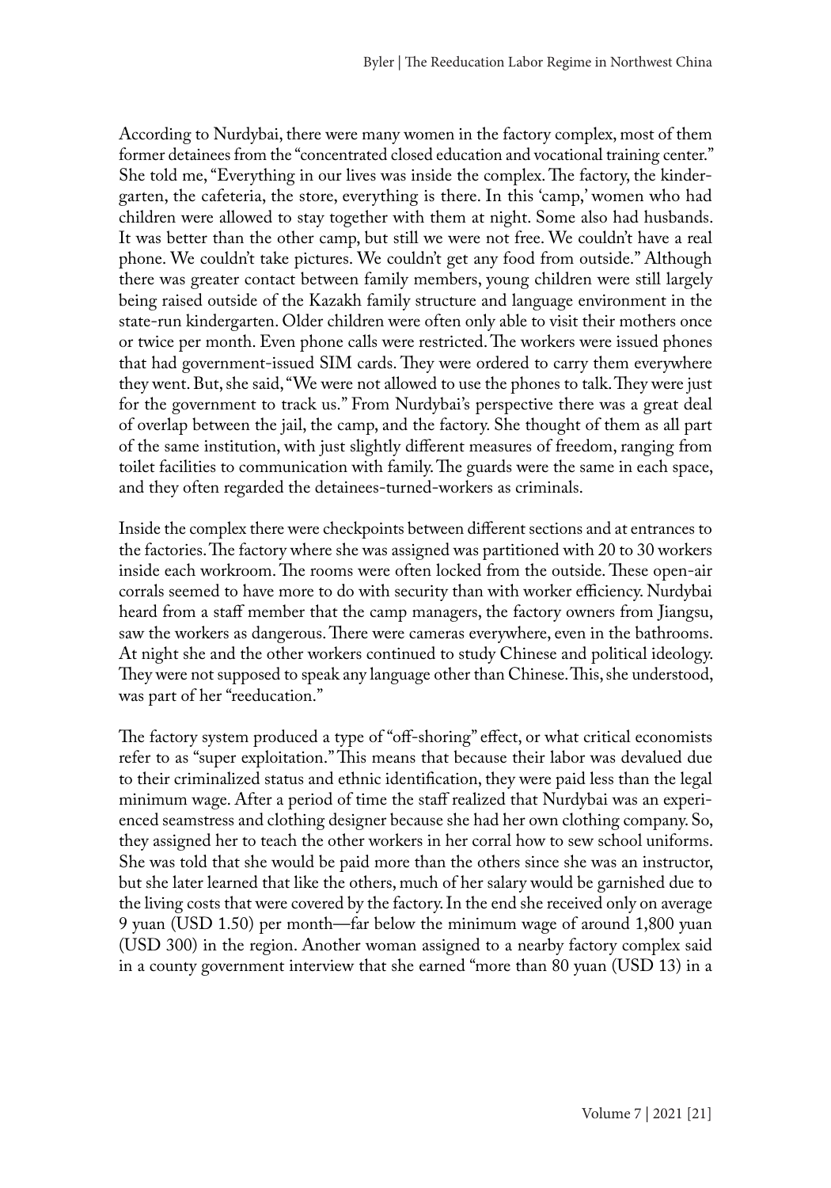According to Nurdybai, there were many women in the factory complex, most of them former detainees from the "concentrated closed education and vocational training center." She told me, "Everything in our lives was inside the complex. The factory, the kindergarten, the cafeteria, the store, everything is there. In this 'camp,' women who had children were allowed to stay together with them at night. Some also had husbands. It was better than the other camp, but still we were not free. We couldn't have a real phone. We couldn't take pictures. We couldn't get any food from outside." Although there was greater contact between family members, young children were still largely being raised outside of the Kazakh family structure and language environment in the state-run kindergarten. Older children were often only able to visit their mothers once or twice per month. Even phone calls were restricted. The workers were issued phones that had government-issued SIM cards. They were ordered to carry them everywhere they went. But, she said, "We were not allowed to use the phones to talk. They were just for the government to track us." From Nurdybai's perspective there was a great deal of overlap between the jail, the camp, and the factory. She thought of them as all part of the same institution, with just slightly different measures of freedom, ranging from toilet facilities to communication with family. The guards were the same in each space, and they often regarded the detainees-turned-workers as criminals.

Inside the complex there were checkpoints between different sections and at entrances to the factories. The factory where she was assigned was partitioned with 20 to 30 workers inside each workroom. The rooms were often locked from the outside. These open-air corrals seemed to have more to do with security than with worker efficiency. Nurdybai heard from a staff member that the camp managers, the factory owners from Jiangsu, saw the workers as dangerous. There were cameras everywhere, even in the bathrooms. At night she and the other workers continued to study Chinese and political ideology. They were not supposed to speak any language other than Chinese. This, she understood, was part of her "reeducation."

The factory system produced a type of "off-shoring" effect, or what critical economists refer to as "super exploitation." This means that because their labor was devalued due to their criminalized status and ethnic identification, they were paid less than the legal minimum wage. After a period of time the staff realized that Nurdybai was an experienced seamstress and clothing designer because she had her own clothing company. So, they assigned her to teach the other workers in her corral how to sew school uniforms. She was told that she would be paid more than the others since she was an instructor, but she later learned that like the others, much of her salary would be garnished due to the living costs that were covered by the factory. In the end she received only on average 9 yuan (USD 1.50) per month—far below the minimum wage of around 1,800 yuan (USD 300) in the region. Another woman assigned to a nearby factory complex said in a county government interview that she earned "more than 80 yuan (USD 13) in a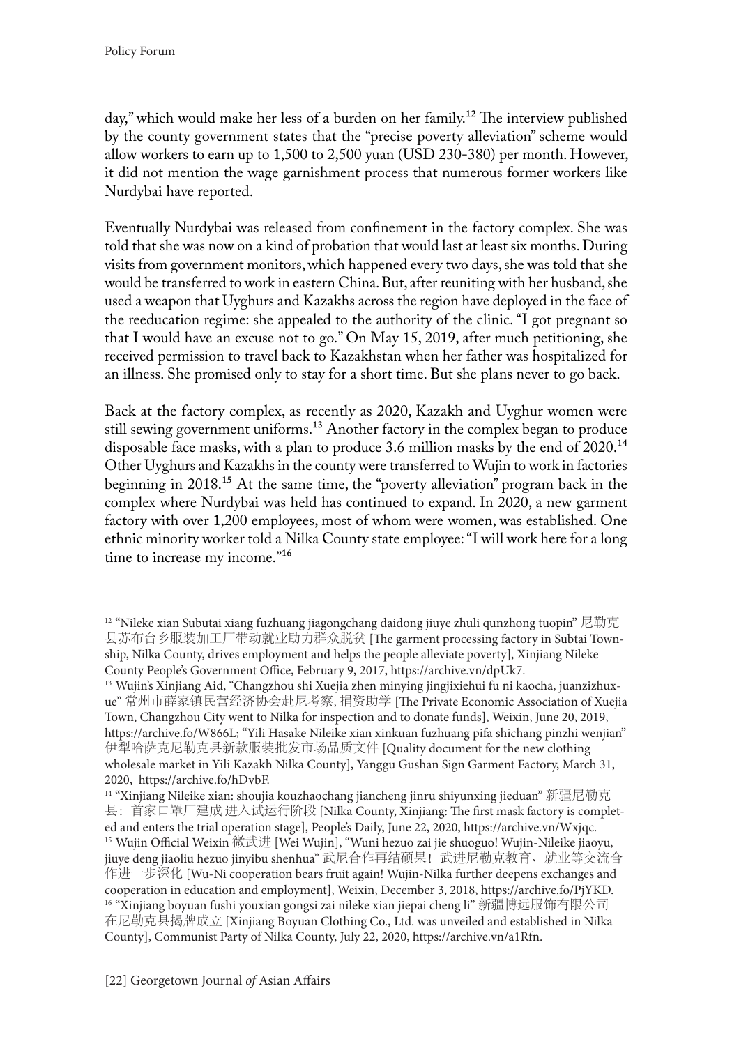day," which would make her less of a burden on her family.[12] The interview published by the county government states that the "precise poverty alleviation" scheme would allow workers to earn up to 1,500 to 2,500 yuan (USD 230-380) per month. However, it did not mention the wage garnishment process that numerous former workers like Nurdybai have reported.

Eventually Nurdybai was released from confinement in the factory complex. She was told that she was now on a kind of probation that would last at least six months. During visits from government monitors, which happened every two days, she was told that she would be transferred to work in eastern China. But, after reuniting with her husband, she used a weapon that Uyghurs and Kazakhs across the region have deployed in the face of the reeducation regime: she appealed to the authority of the clinic. "I got pregnant so that I would have an excuse not to go." On May 15, 2019, after much petitioning, she received permission to travel back to Kazakhstan when her father was hospitalized for an illness. She promised only to stay for a short time. But she plans never to go back.

Back at the factory complex, as recently as 2020, Kazakh and Uyghur women were still sewing government uniforms.[13] Another factory in the complex began to produce disposable face masks, with a plan to produce 3.6 million masks by the end of 2020.[14] Other Uyghurs and Kazakhs in the county were transferred to Wujin to work in factories beginning in 2018.[15] At the same time, the "poverty alleviation" program back in the complex where Nurdybai was held has continued to expand. In 2020, a new garment factory with over 1,200 employees, most of whom were women, was established. One ethnic minority worker told a Nilka County state employee: "I will work here for a long time to increase my income."[16]

---

[12] "Nileke xian Subutai xiang fuzhuang jiagongchang daidong jiuye zhuli qunzhong tuopin" 尼勒克县苏布台乡服装加工厂带动就业助力群众脱贫 [The garment processing factory in Subtai Township, Nilka County, drives employment and helps the people alleviate poverty], Xinjiang Nileke County People's Government Office, February 9, 2017, https://archive.vn/dpUk7.

[13] Wujin's Xinjiang Aid, "Changzhou shi Xuejia zhen minying jingjixiehui fu ni kaocha, juanzizhuxue" 常州市薛家镇民营经济协会赴尼考察，捐资助学 [The Private Economic Association of Xuejia Town, Changzhou City went to Nilka for inspection and to donate funds], Weixin, June 20, 2019, https://archive.fo/W866L; "Yili Hasake Nileike xian xinkuan fuzhuang pifa shichang pinzhi wenjian" 伊犁哈萨克尼勒克县新款服装批发市场品质文件 [Quality document for the new clothing wholesale market in Yili Kazakh Nilka County], Yanggu Gushan Sign Garment Factory, March 31, 2020, https://archive.fo/hDvbF.

[14] "Xinjiang Nileike xian: shoujia kouzhaochang jiancheng jinru shiyunxing jieduan" 新疆尼勒克县：首家口罩厂建成 进入试运行阶段 [Nilka County, Xinjiang: The first mask factory is completed and enters the trial operation stage], People's Daily, June 22, 2020, https://archive.vn/Wxjqc.

[15] Wujin Official Weixin 微武进 [Wei Wujin], "Wuni hezuo zai jie shuoguo! Wujin-Nileike jiaoyu, jiuye deng jiaoliu hezuo jinyibu shenhua" 武尼合作再结硕果！武进尼勒克教育、就业等交流合作进一步深化 [Wu-Ni cooperation bears fruit again! Wujin-Nilka further deepens exchanges and cooperation in education and employment], Weixin, December 3, 2018, https://archive.fo/PjYKD.

[16] "Xinjiang boyuan fushi youxian gongsi zai nileke xian jiepai cheng li" 新疆博远服饰有限公司在尼勒克县揭牌成立 [Xinjiang Boyuan Clothing Co., Ltd. was unveiled and established in Nilka County], Communist Party of Nilka County, July 22, 2020, https://archive.vn/a1Rfn.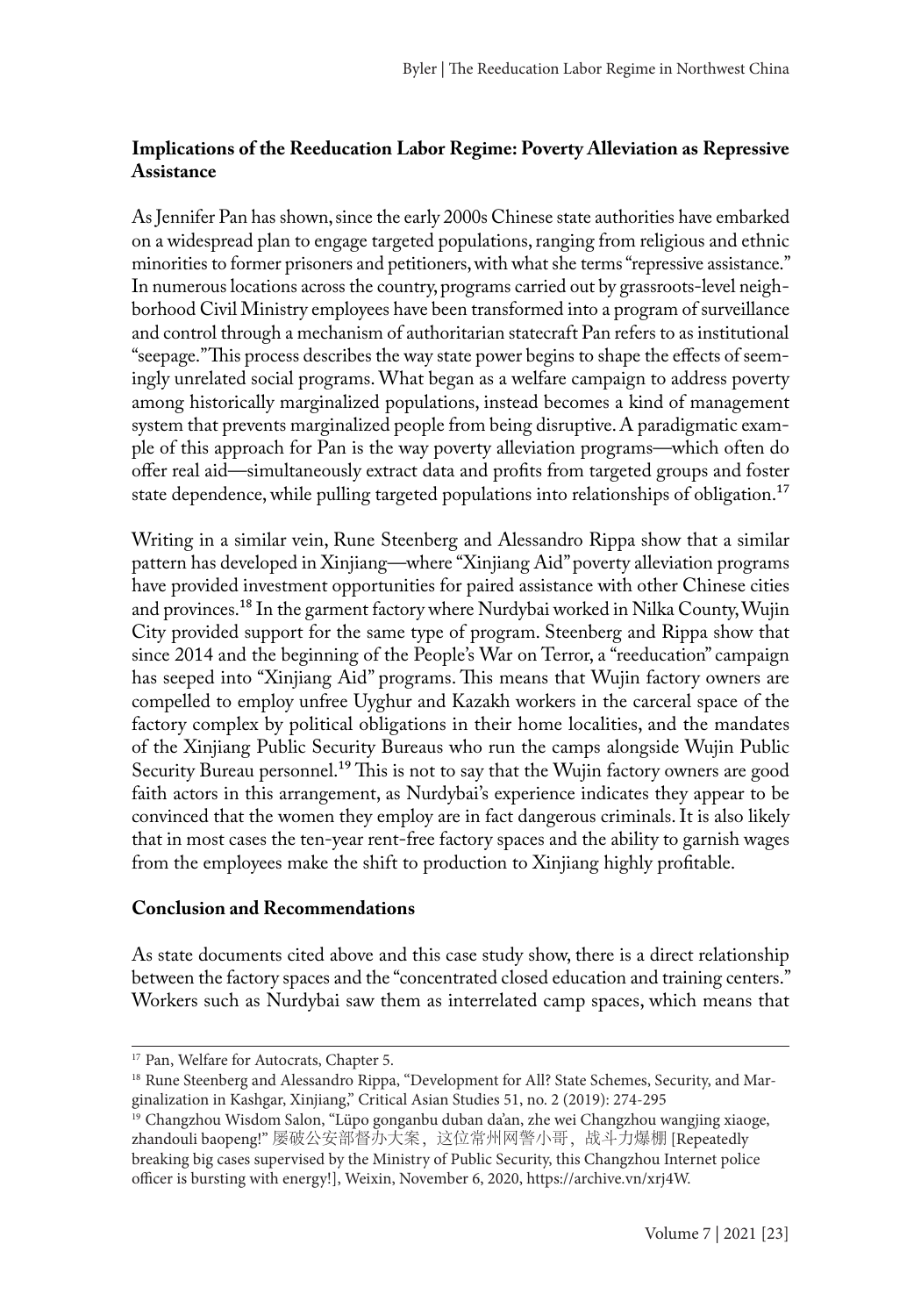**Implications of the Reeducation Labor Regime: Poverty Alleviation as Repressive Assistance**

As Jennifer Pan has shown, since the early 2000s Chinese state authorities have embarked on a widespread plan to engage targeted populations, ranging from religious and ethnic minorities to former prisoners and petitioners, with what she terms "repressive assistance." In numerous locations across the country, programs carried out by grassroots-level neighborhood Civil Ministry employees have been transformed into a program of surveillance and control through a mechanism of authoritarian statecraft Pan refers to as institutional "seepage." This process describes the way state power begins to shape the effects of seemingly unrelated social programs. What began as a welfare campaign to address poverty among historically marginalized populations, instead becomes a kind of management system that prevents marginalized people from being disruptive. A paradigmatic example of this approach for Pan is the way poverty alleviation programs—which often do offer real aid—simultaneously extract data and profits from targeted groups and foster state dependence, while pulling targeted populations into relationships of obligation.[17]

Writing in a similar vein, Rune Steenberg and Alessandro Rippa show that a similar pattern has developed in Xinjiang—where "Xinjiang Aid" poverty alleviation programs have provided investment opportunities for paired assistance with other Chinese cities and provinces.[18] In the garment factory where Nurdybai worked in Nilka County, Wujin City provided support for the same type of program. Steenberg and Rippa show that since 2014 and the beginning of the People's War on Terror, a "reeducation" campaign has seeped into "Xinjiang Aid" programs. This means that Wujin factory owners are compelled to employ unfree Uyghur and Kazakh workers in the carceral space of the factory complex by political obligations in their home localities, and the mandates of the Xinjiang Public Security Bureaus who run the camps alongside Wujin Public Security Bureau personnel.[19] This is not to say that the Wujin factory owners are good faith actors in this arrangement, as Nurdybai's experience indicates they appear to be convinced that the women they employ are in fact dangerous criminals. It is also likely that in most cases the ten-year rent-free factory spaces and the ability to garnish wages from the employees make the shift to production to Xinjiang highly profitable.

**Conclusion and Recommendations**

As state documents cited above and this case study show, there is a direct relationship between the factory spaces and the "concentrated closed education and training centers." Workers such as Nurdybai saw them as interrelated camp spaces, which means that

---

[17] Pan, Welfare for Autocrats, Chapter 5.

[18] Rune Steenberg and Alessandro Rippa, "Development for All? State Schemes, Security, and Marginalization in Kashgar, Xinjiang," Critical Asian Studies 51, no. 2 (2019): 274-295

[19] Changzhou Wisdom Salon, "Lüpo gonganbu duban da'an, zhe wei Changzhou wangjing xiaoge, zhandouli baopeng!" 屡破公安部督办大案，这位常州网警小哥，战斗力爆棚 [Repeatedly breaking big cases supervised by the Ministry of Public Security, this Changzhou Internet police officer is bursting with energy!], Weixin, November 6, 2020, https://archive.vn/xrj4W.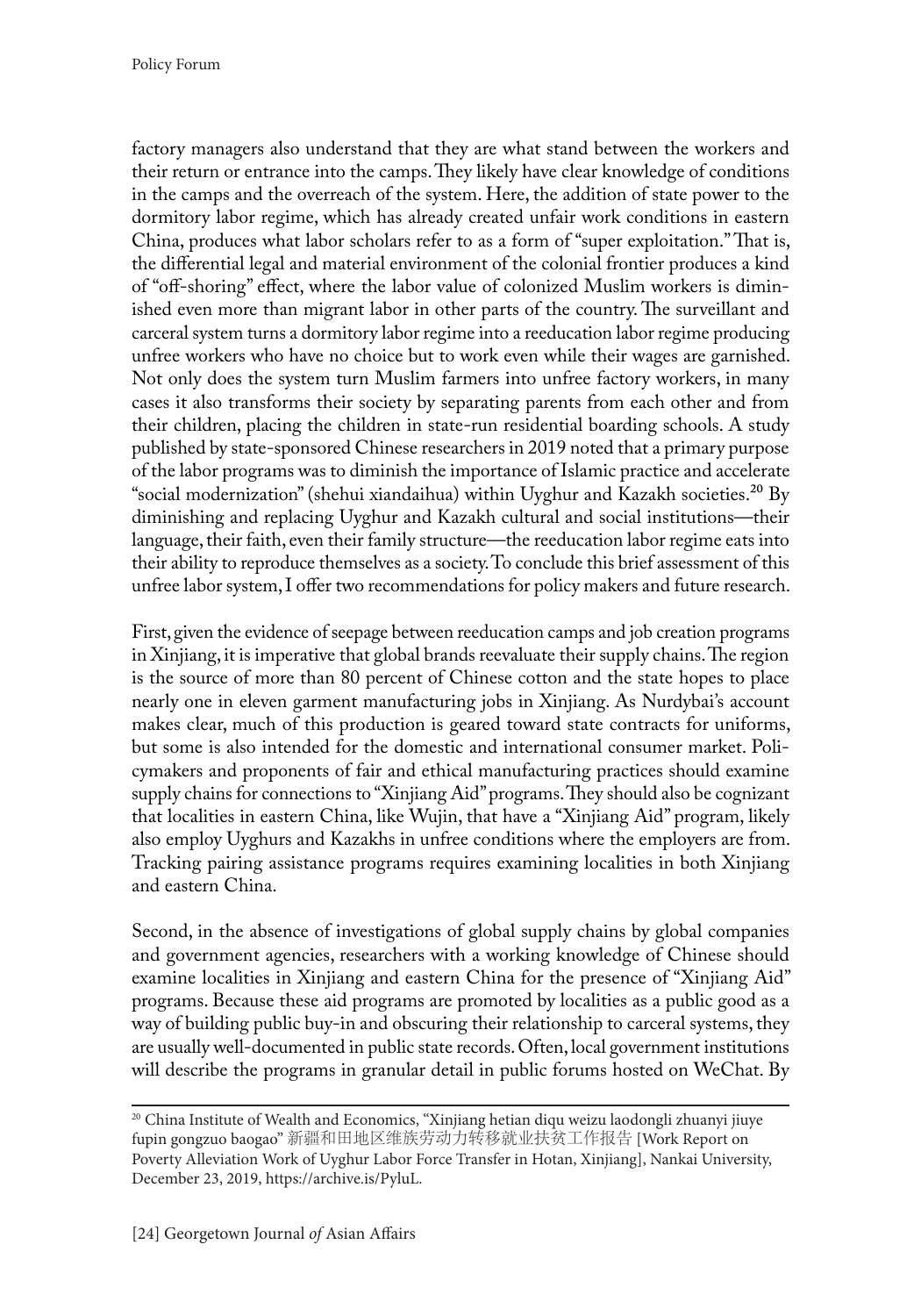factory managers also understand that they are what stand between the workers and their return or entrance into the camps. They likely have clear knowledge of conditions in the camps and the overreach of the system. Here, the addition of state power to the dormitory labor regime, which has already created unfair work conditions in eastern China, produces what labor scholars refer to as a form of "super exploitation." That is, the differential legal and material environment of the colonial frontier produces a kind of "off-shoring" effect, where the labor value of colonized Muslim workers is diminished even more than migrant labor in other parts of the country. The surveillant and carceral system turns a dormitory labor regime into a reeducation labor regime producing unfree workers who have no choice but to work even while their wages are garnished. Not only does the system turn Muslim farmers into unfree factory workers, in many cases it also transforms their society by separating parents from each other and from their children, placing the children in state-run residential boarding schools. A study published by state-sponsored Chinese researchers in 2019 noted that a primary purpose of the labor programs was to diminish the importance of Islamic practice and accelerate "social modernization" (shehui xiandaihua) within Uyghur and Kazakh societies.[20] By diminishing and replacing Uyghur and Kazakh cultural and social institutions—their language, their faith, even their family structure—the reeducation labor regime eats into their ability to reproduce themselves as a society. To conclude this brief assessment of this unfree labor system, I offer two recommendations for policy makers and future research.

First, given the evidence of seepage between reeducation camps and job creation programs in Xinjiang, it is imperative that global brands reevaluate their supply chains. The region is the source of more than 80 percent of Chinese cotton and the state hopes to place nearly one in eleven garment manufacturing jobs in Xinjiang. As Nurdybai's account makes clear, much of this production is geared toward state contracts for uniforms, but some is also intended for the domestic and international consumer market. Policymakers and proponents of fair and ethical manufacturing practices should examine supply chains for connections to "Xinjiang Aid" programs. They should also be cognizant that localities in eastern China, like Wujin, that have a "Xinjiang Aid" program, likely also employ Uyghurs and Kazakhs in unfree conditions where the employers are from. Tracking pairing assistance programs requires examining localities in both Xinjiang and eastern China.

Second, in the absence of investigations of global supply chains by global companies and government agencies, researchers with a working knowledge of Chinese should examine localities in Xinjiang and eastern China for the presence of "Xinjiang Aid" programs. Because these aid programs are promoted by localities as a public good as a way of building public buy-in and obscuring their relationship to carceral systems, they are usually well-documented in public state records. Often, local government institutions will describe the programs in granular detail in public forums hosted on WeChat. By

---

[20] China Institute of Wealth and Economics, "Xinjiang hetian diqu weizu laodongli zhuanyi jiuye fupin gongzuo baogao" 新疆和田地区维族劳动力转移就业扶贫工作报告 [Work Report on Poverty Alleviation Work of Uyghur Labor Force Transfer in Hotan, Xinjiang], Nankai University, December 23, 2019, https://archive.is/PyluL.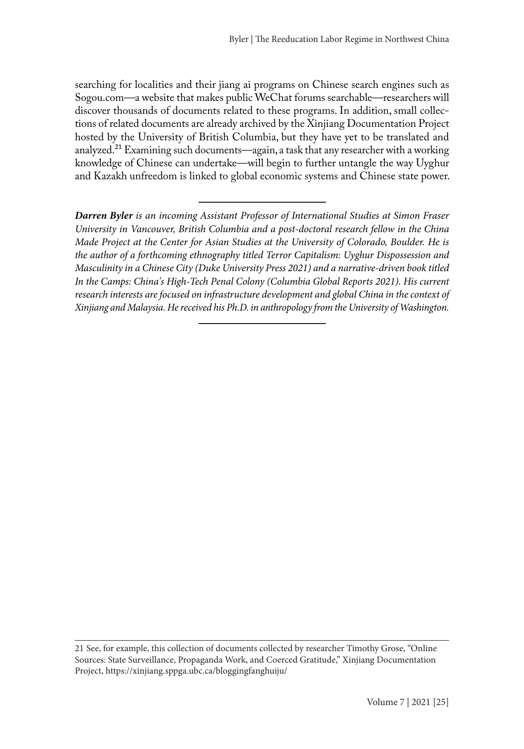searching for localities and their jiang ai programs on Chinese search engines such as Sogou.com—a website that makes public WeChat forums searchable—researchers will discover thousands of documents related to these programs. In addition, small collections of related documents are already archived by the Xinjiang Documentation Project hosted by the University of British Columbia, but they have yet to be translated and analyzed.[21] Examining such documents—again, a task that any researcher with a working knowledge of Chinese can undertake—will begin to further untangle the way Uyghur and Kazakh unfreedom is linked to global economic systems and Chinese state power.

---

***Darren Byler** is an incoming Assistant Professor of International Studies at Simon Fraser University in Vancouver, British Columbia and a post-doctoral research fellow in the China Made Project at the Center for Asian Studies at the University of Colorado, Boulder. He is the author of a forthcoming ethnography titled Terror Capitalism: Uyghur Dispossession and Masculinity in a Chinese City (Duke University Press 2021) and a narrative-driven book titled In the Camps: China's High-Tech Penal Colony (Columbia Global Reports 2021). His current research interests are focused on infrastructure development and global China in the context of Xinjiang and Malaysia. He received his Ph.D. in anthropology from the University of Washington.*

---

21 See, for example, this collection of documents collected by researcher Timothy Grose, "Online Sources: State Surveillance, Propaganda Work, and Coerced Gratitude," Xinjiang Documentation Project, https://xinjiang.sppga.ubc.ca/bloggingfanghuiju/